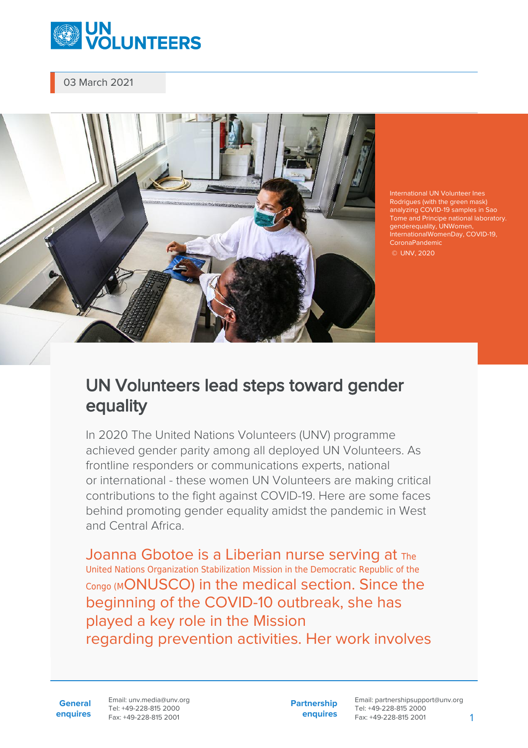03 March 2021

International UN Volunteer Ines Rodrigues (with the green mask) analyzing COVID-19 samples in Sao Tome and Principe national laboratory. genderequality, UNWomen, InternationalWomenDay, COVID-19, CoronaPandemic

© UNV, 2020

# UN Volunteers lead steps toward gender equality

In 2020 The United Nations Volunteers (UNV) programme achieved gender parity among all deployed UN Volunteers. As frontline responders or communications experts, national or international - these women UN Volunteers are making critical contributions to the fight against COVID-19. Here are some faces behind promoting gender equality amidst the pandemic in West and Central Africa.

Joanna Gbotoe is a Liberian nurse serving at The United Nations Organization Stabilization Mission in the Democratic Republic of the Congo (MONUSCO) in the medical section. Since the beginning of the COVID-10 outbreak, she has played a key role in the Mission regarding prevention activities. Her work involves

**General enquires**
Email: unv.media@unv.org
Tel: +49-228-815 2000
Fax: +49-228-815 2001

**Partnership enquires**
Email: partnershipsupport@unv.org
Tel: +49-228-815 2000
Fax: +49-228-815 2001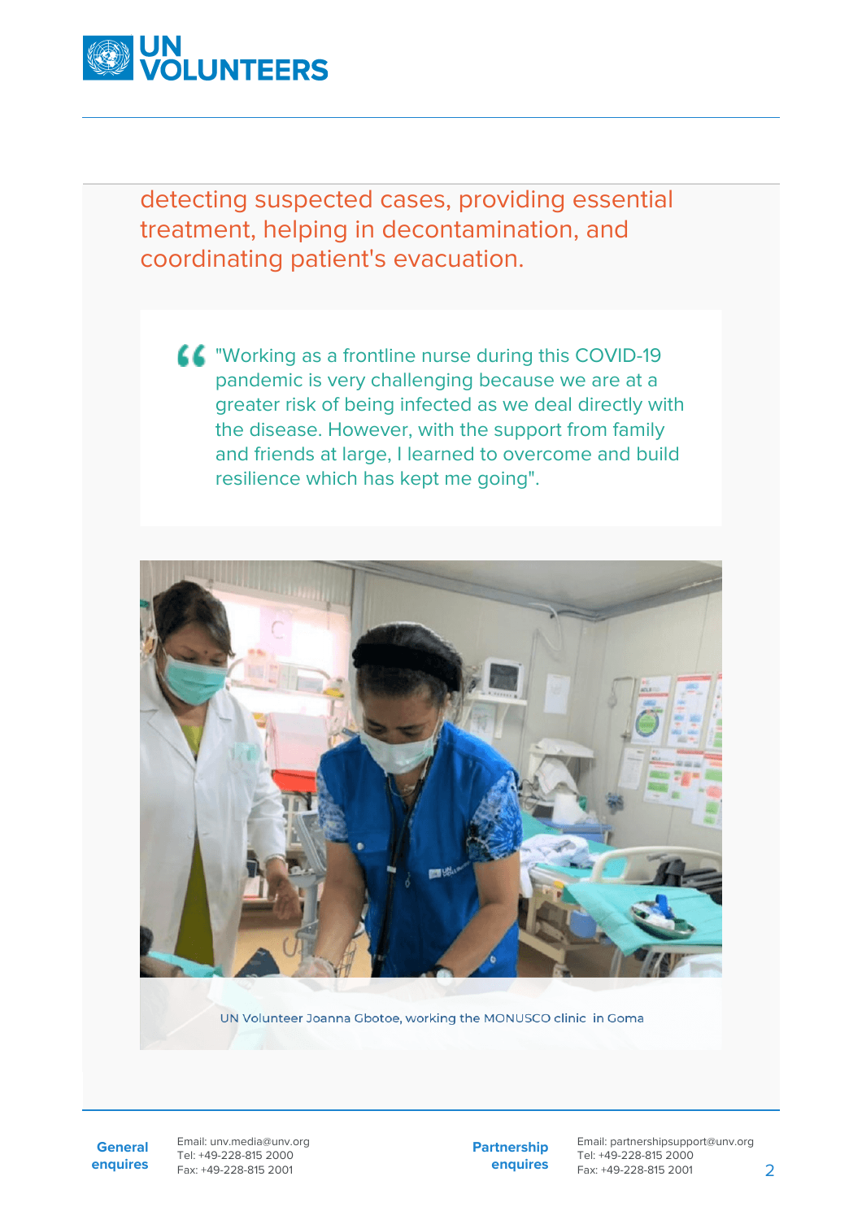detecting suspected cases, providing essential treatment, helping in decontamination, and coordinating patient's evacuation.

> "Working as a frontline nurse during this COVID-19 pandemic is very challenging because we are at a greater risk of being infected as we deal directly with the disease. However, with the support from family and friends at large, I learned to overcome and build resilience which has kept me going".

UN Volunteer Joanna Gbotoe, working the MONUSCO clinic in Goma

**General enquires**
Email: unv.media@unv.org
Tel: +49-228-815 2000
Fax: +49-228-815 2001

**Partnership enquires**
Email: partnershipsupport@unv.org
Tel: +49-228-815 2000
Fax: +49-228-815 2001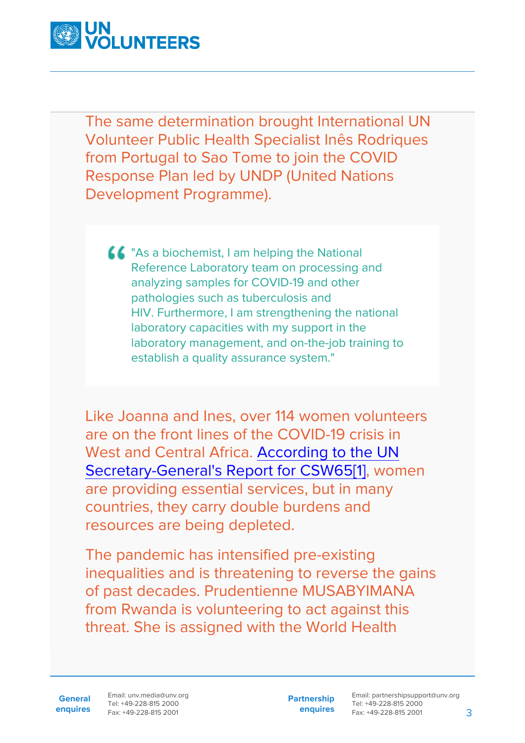The same determination brought International UN Volunteer Public Health Specialist Inês Rodriques from Portugal to Sao Tome to join the COVID Response Plan led by UNDP (United Nations Development Programme).

> "As a biochemist, I am helping the National Reference Laboratory team on processing and analyzing samples for COVID-19 and other pathologies such as tuberculosis and HIV. Furthermore, I am strengthening the national laboratory capacities with my support in the laboratory management, and on-the-job training to establish a quality assurance system."

Like Joanna and Ines, over 114 women volunteers are on the front lines of the COVID-19 crisis in West and Central Africa. According to the UN Secretary-General's Report for CSW65[1], women are providing essential services, but in many countries, they carry double burdens and resources are being depleted.

The pandemic has intensified pre-existing inequalities and is threatening to reverse the gains of past decades. Prudentienne MUSABYIMANA from Rwanda is volunteering to act against this threat. She is assigned with the World Health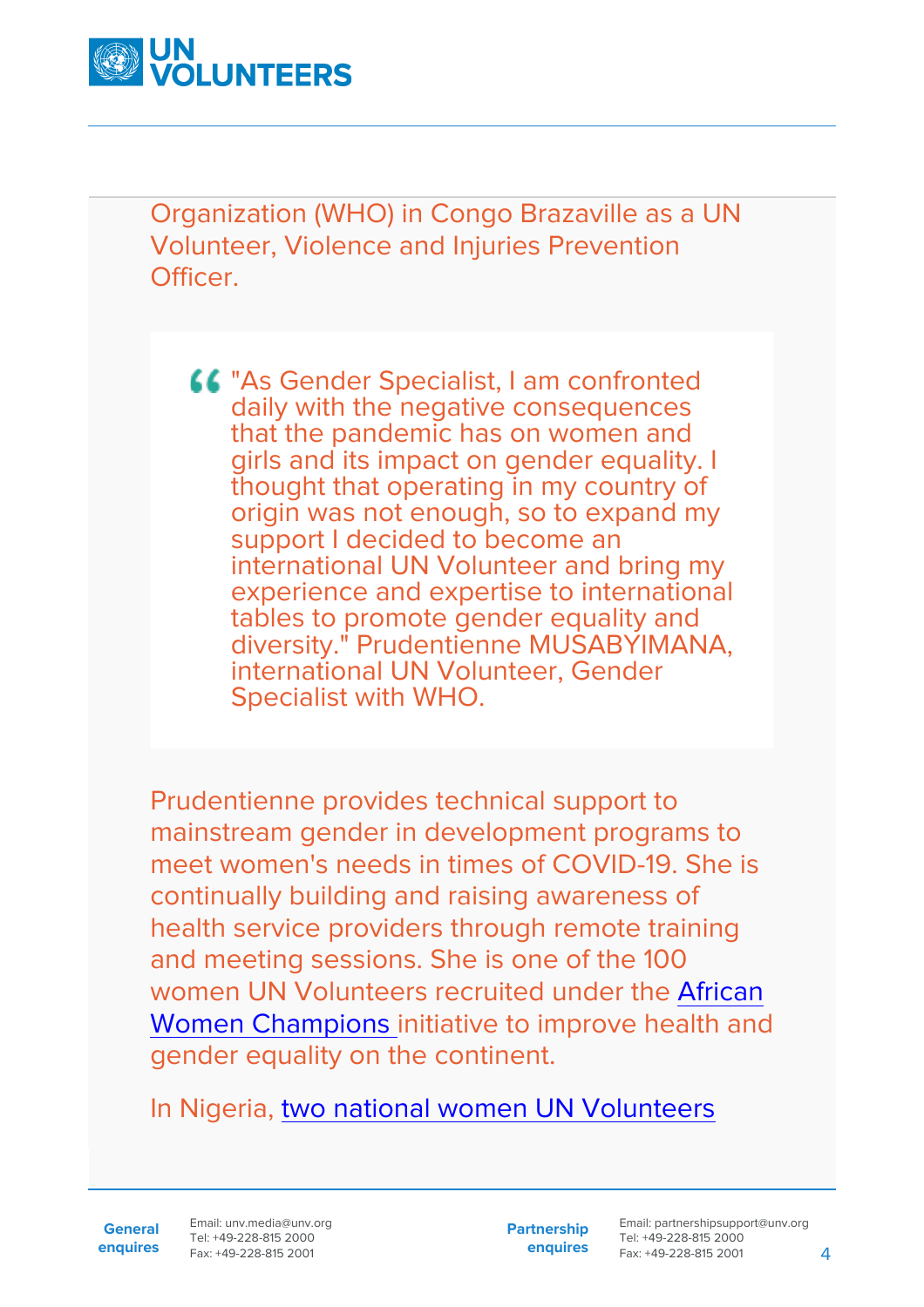Organization (WHO) in Congo Brazaville as a UN Volunteer, Violence and Injuries Prevention Officer.

> "As Gender Specialist, I am confronted daily with the negative consequences that the pandemic has on women and girls and its impact on gender equality. I thought that operating in my country of origin was not enough, so to expand my support I decided to become an international UN Volunteer and bring my experience and expertise to international tables to promote gender equality and diversity." Prudentienne MUSABYIMANA, international UN Volunteer, Gender Specialist with WHO.

Prudentienne provides technical support to mainstream gender in development programs to meet women's needs in times of COVID-19. She is continually building and raising awareness of health service providers through remote training and meeting sessions. She is one of the 100 women UN Volunteers recruited under the African Women Champions initiative to improve health and gender equality on the continent.

In Nigeria, two national women UN Volunteers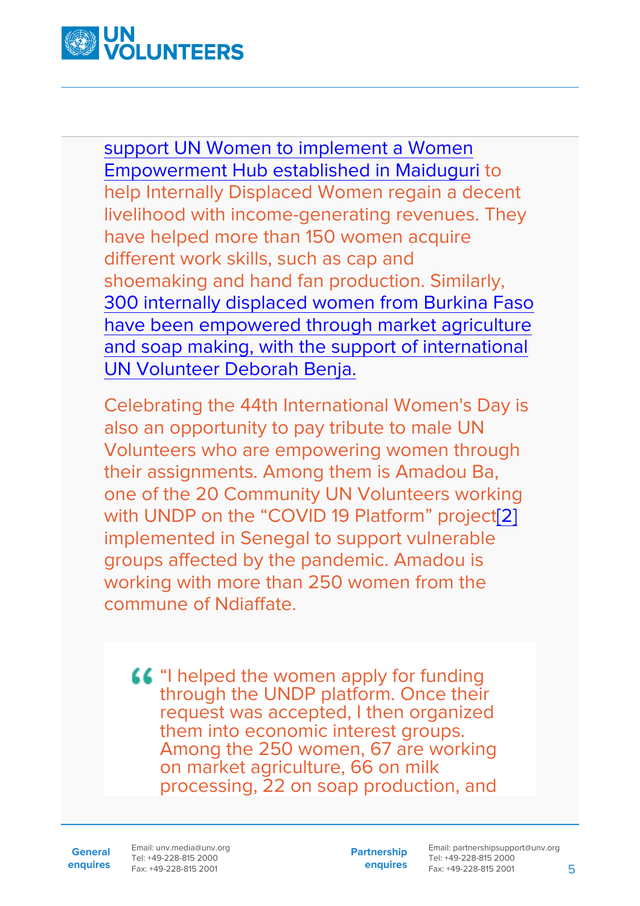support UN Women to implement a Women Empowerment Hub established in Maiduguri to help Internally Displaced Women regain a decent livelihood with income-generating revenues. They have helped more than 150 women acquire different work skills, such as cap and shoemaking and hand fan production. Similarly, 300 internally displaced women from Burkina Faso have been empowered through market agriculture and soap making, with the support of international UN Volunteer Deborah Benja.

Celebrating the 44th International Women's Day is also an opportunity to pay tribute to male UN Volunteers who are empowering women through their assignments. Among them is Amadou Ba, one of the 20 Community UN Volunteers working with UNDP on the "COVID 19 Platform" project[2] implemented in Senegal to support vulnerable groups affected by the pandemic. Amadou is working with more than 250 women from the commune of Ndiaffate.

> "I helped the women apply for funding through the UNDP platform. Once their request was accepted, I then organized them into economic interest groups. Among the 250 women, 67 are working on market agriculture, 66 on milk processing, 22 on soap production, and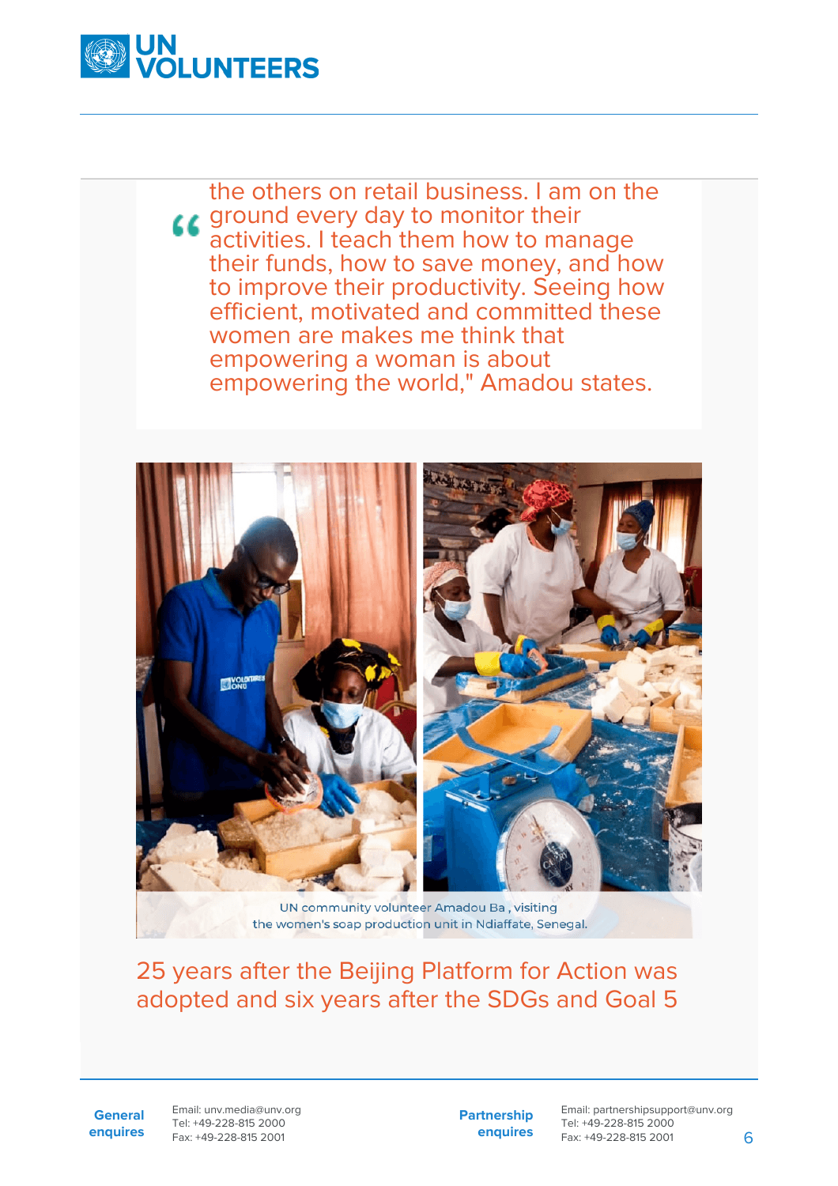> the others on retail business. I am on the ground every day to monitor their activities. I teach them how to manage their funds, how to save money, and how to improve their productivity. Seeing how efficient, motivated and committed these women are makes me think that empowering a woman is about empowering the world," Amadou states.

UN community volunteer Amadou Ba , visiting the women's soap production unit in Ndiaffate, Senegal.

## 25 years after the Beijing Platform for Action was adopted and six years after the SDGs and Goal 5

**General enquires**
Email: unv.media@unv.org
Tel: +49-228-815 2000
Fax: +49-228-815 2001

**Partnership enquires**
Email: partnershipsupport@unv.org
Tel: +49-228-815 2000
Fax: +49-228-815 2001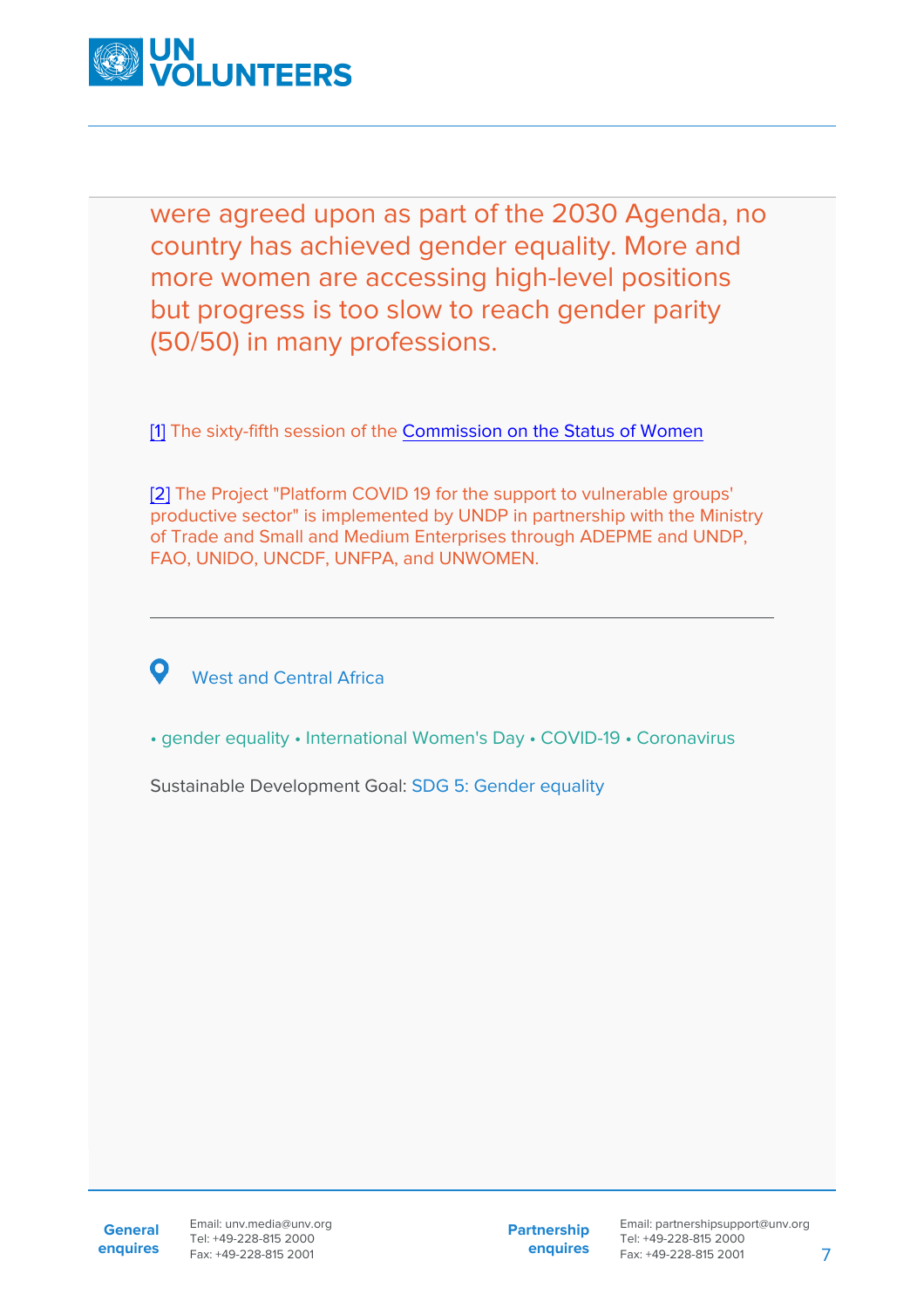were agreed upon as part of the 2030 Agenda, no country has achieved gender equality. More and more women are accessing high-level positions but progress is too slow to reach gender parity (50/50) in many professions.

[1] The sixty-fifth session of the Commission on the Status of Women

[2] The Project "Platform COVID 19 for the support to vulnerable groups' productive sector" is implemented by UNDP in partnership with the Ministry of Trade and Small and Medium Enterprises through ADEPME and UNDP, FAO, UNIDO, UNCDF, UNFPA, and UNWOMEN.

---

West and Central Africa

• gender equality • International Women's Day • COVID-19 • Coronavirus

Sustainable Development Goal: SDG 5: Gender equality